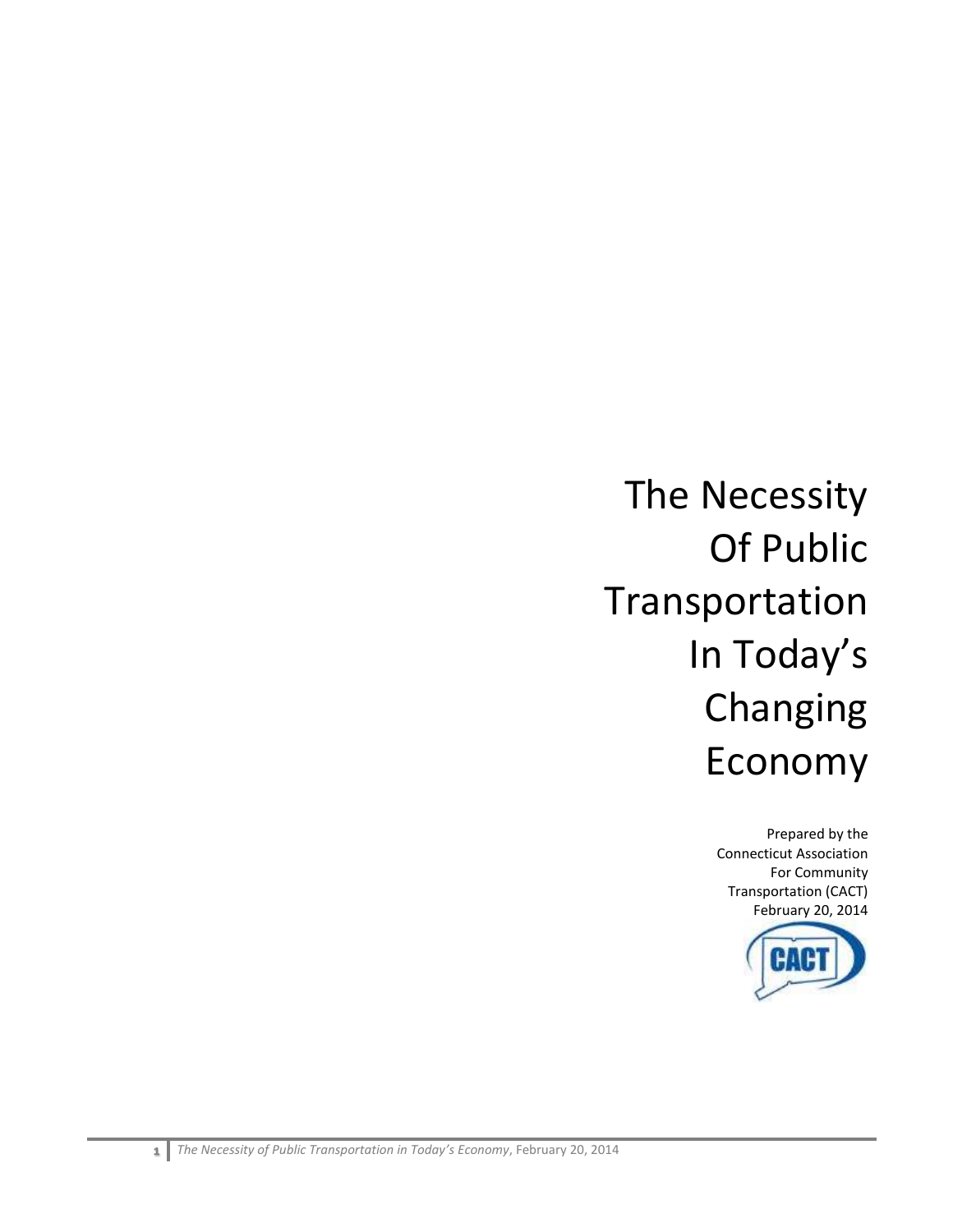# The Necessity Of Public Transportation In Today's Changing Economy

Prepared by the
Connecticut Association
For Community
Transportation (CACT)
February 20, 2014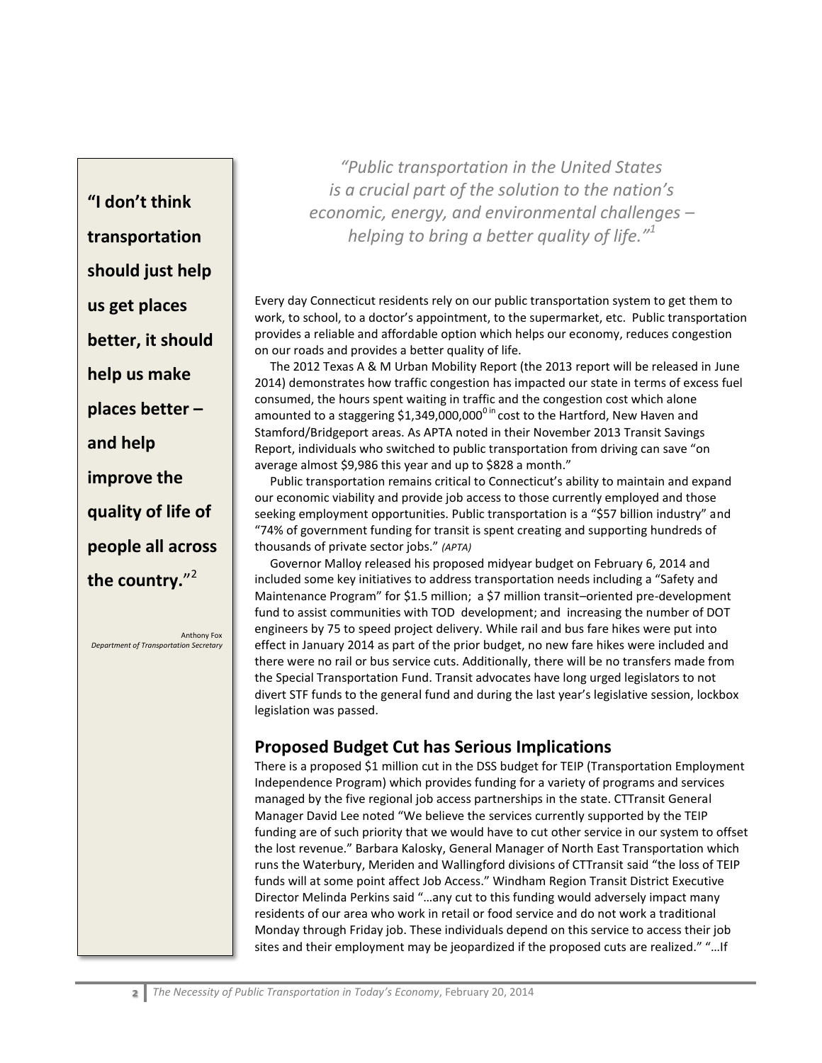> **"I don't think transportation should just help us get places better, it should help us make places better – and help improve the quality of life of people all across the country."**[2]
>
> Anthony Fox
> *Department of Transportation Secretary*

*"Public transportation in the United States is a crucial part of the solution to the nation's economic, energy, and environmental challenges – helping to bring a better quality of life."*[1]

Every day Connecticut residents rely on our public transportation system to get them to work, to school, to a doctor's appointment, to the supermarket, etc. Public transportation provides a reliable and affordable option which helps our economy, reduces congestion on our roads and provides a better quality of life.

The 2012 Texas A & M Urban Mobility Report (the 2013 report will be released in June 2014) demonstrates how traffic congestion has impacted our state in terms of excess fuel consumed, the hours spent waiting in traffic and the congestion cost which alone amounted to a staggering $1,349,000,000[0 in] cost to the Hartford, New Haven and Stamford/Bridgeport areas. As APTA noted in their November 2013 Transit Savings Report, individuals who switched to public transportation from driving can save "on average almost $9,986 this year and up to $828 a month."

Public transportation remains critical to Connecticut's ability to maintain and expand our economic viability and provide job access to those currently employed and those seeking employment opportunities. Public transportation is a "$57 billion industry" and "74% of government funding for transit is spent creating and supporting hundreds of thousands of private sector jobs." *(APTA)*

Governor Malloy released his proposed midyear budget on February 6, 2014 and included some key initiatives to address transportation needs including a "Safety and Maintenance Program" for $1.5 million; a $7 million transit–oriented pre-development fund to assist communities with TOD development; and increasing the number of DOT engineers by 75 to speed project delivery. While rail and bus fare hikes were put into effect in January 2014 as part of the prior budget, no new fare hikes were included and there were no rail or bus service cuts. Additionally, there will be no transfers made from the Special Transportation Fund. Transit advocates have long urged legislators to not divert STF funds to the general fund and during the last year's legislative session, lockbox legislation was passed.

## Proposed Budget Cut has Serious Implications

There is a proposed $1 million cut in the DSS budget for TEIP (Transportation Employment Independence Program) which provides funding for a variety of programs and services managed by the five regional job access partnerships in the state. CTTransit General Manager David Lee noted "We believe the services currently supported by the TEIP funding are of such priority that we would have to cut other service in our system to offset the lost revenue." Barbara Kalosky, General Manager of North East Transportation which runs the Waterbury, Meriden and Wallingford divisions of CTTransit said "the loss of TEIP funds will at some point affect Job Access." Windham Region Transit District Executive Director Melinda Perkins said "…any cut to this funding would adversely impact many residents of our area who work in retail or food service and do not work a traditional Monday through Friday job. These individuals depend on this service to access their job sites and their employment may be jeopardized if the proposed cuts are realized." "…If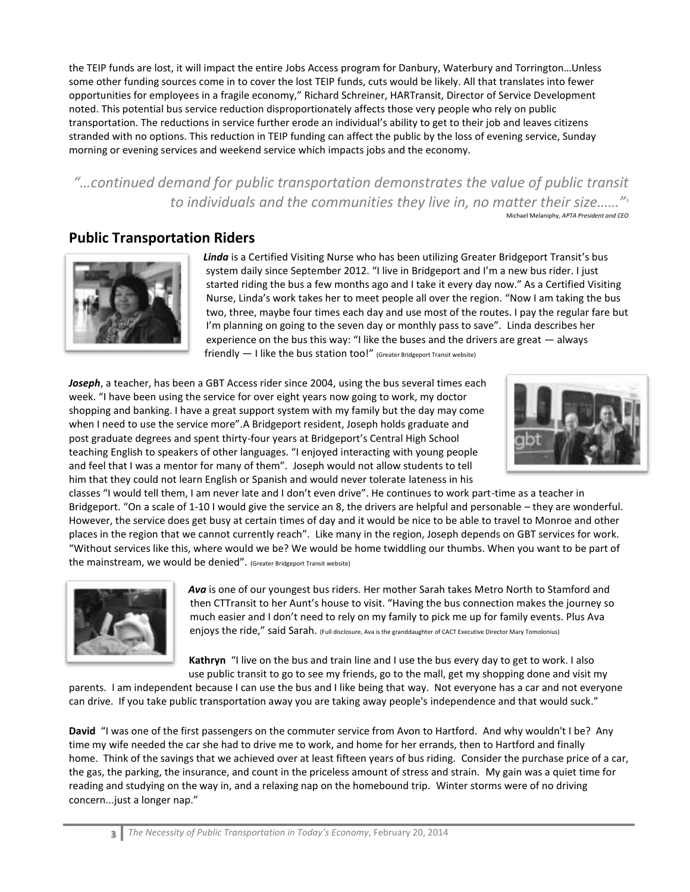the TEIP funds are lost, it will impact the entire Jobs Access program for Danbury, Waterbury and Torrington…Unless some other funding sources come in to cover the lost TEIP funds, cuts would be likely. All that translates into fewer opportunities for employees in a fragile economy," Richard Schreiner, HARTransit, Director of Service Development noted. This potential bus service reduction disproportionately affects those very people who rely on public transportation. The reductions in service further erode an individual's ability to get to their job and leaves citizens stranded with no options. This reduction in TEIP funding can affect the public by the loss of evening service, Sunday morning or evening services and weekend service which impacts jobs and the economy.

> *"…continued demand for public transportation demonstrates the value of public transit to individuals and the communities they live in, no matter their size……"*[3]
>
> Michael Melaniphy, *APTA President and CEO*

## Public Transportation Riders

***Linda*** is a Certified Visiting Nurse who has been utilizing Greater Bridgeport Transit's bus system daily since September 2012. "I live in Bridgeport and I'm a new bus rider. I just started riding the bus a few months ago and I take it every day now." As a Certified Visiting Nurse, Linda's work takes her to meet people all over the region. "Now I am taking the bus two, three, maybe four times each day and use most of the routes. I pay the regular fare but I'm planning on going to the seven day or monthly pass to save". Linda describes her experience on the bus this way: "I like the buses and the drivers are great — always friendly — I like the bus station too!" (Greater Bridgeport Transit website)

***Joseph***, a teacher, has been a GBT Access rider since 2004, using the bus several times each week. "I have been using the service for over eight years now going to work, my doctor shopping and banking. I have a great support system with my family but the day may come when I need to use the service more".A Bridgeport resident, Joseph holds graduate and post graduate degrees and spent thirty-four years at Bridgeport's Central High School teaching English to speakers of other languages. "I enjoyed interacting with young people and feel that I was a mentor for many of them". Joseph would not allow students to tell him that they could not learn English or Spanish and would never tolerate lateness in his classes "I would tell them, I am never late and I don't even drive". He continues to work part-time as a teacher in Bridgeport. "On a scale of 1-10 I would give the service an 8, the drivers are helpful and personable – they are wonderful. However, the service does get busy at certain times of day and it would be nice to be able to travel to Monroe and other places in the region that we cannot currently reach". Like many in the region, Joseph depends on GBT services for work. "Without services like this, where would we be? We would be home twiddling our thumbs. When you want to be part of the mainstream, we would be denied". (Greater Bridgeport Transit website)

***Ava*** is one of our youngest bus riders. Her mother Sarah takes Metro North to Stamford and then CTTransit to her Aunt's house to visit. "Having the bus connection makes the journey so much easier and I don't need to rely on my family to pick me up for family events. Plus Ava enjoys the ride," said Sarah. (Full disclosure, Ava is the granddaughter of CACT Executive Director Mary Tomolonius)

**Kathryn** "I live on the bus and train line and I use the bus every day to get to work. I also use public transit to go to see my friends, go to the mall, get my shopping done and visit my parents. I am independent because I can use the bus and I like being that way. Not everyone has a car and not everyone can drive. If you take public transportation away you are taking away people's independence and that would suck."

**David** "I was one of the first passengers on the commuter service from Avon to Hartford. And why wouldn't I be? Any time my wife needed the car she had to drive me to work, and home for her errands, then to Hartford and finally home. Think of the savings that we achieved over at least fifteen years of bus riding. Consider the purchase price of a car, the gas, the parking, the insurance, and count in the priceless amount of stress and strain. My gain was a quiet time for reading and studying on the way in, and a relaxing nap on the homebound trip. Winter storms were of no driving concern...just a longer nap."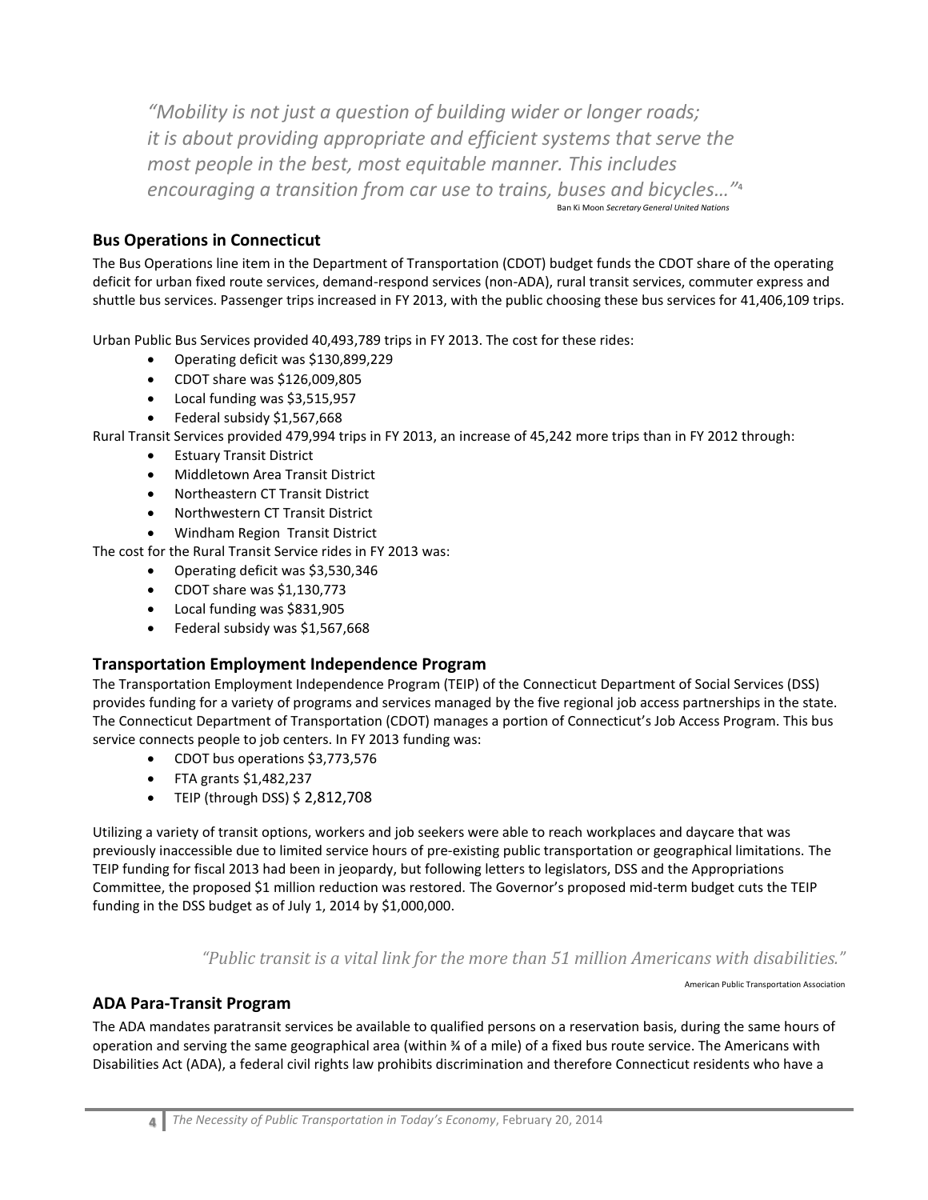*"Mobility is not just a question of building wider or longer roads; it is about providing appropriate and efficient systems that serve the most people in the best, most equitable manner. This includes encouraging a transition from car use to trains, buses and bicycles…"*[4]

Ban Ki Moon *Secretary General United Nations*

## Bus Operations in Connecticut

The Bus Operations line item in the Department of Transportation (CDOT) budget funds the CDOT share of the operating deficit for urban fixed route services, demand-respond services (non-ADA), rural transit services, commuter express and shuttle bus services. Passenger trips increased in FY 2013, with the public choosing these bus services for 41,406,109 trips.

Urban Public Bus Services provided 40,493,789 trips in FY 2013. The cost for these rides:

- Operating deficit was $130,899,229
- CDOT share was $126,009,805
- Local funding was $3,515,957
- Federal subsidy $1,567,668

Rural Transit Services provided 479,994 trips in FY 2013, an increase of 45,242 more trips than in FY 2012 through:

- Estuary Transit District
- Middletown Area Transit District
- Northeastern CT Transit District
- Northwestern CT Transit District
- Windham Region Transit District

The cost for the Rural Transit Service rides in FY 2013 was:

- Operating deficit was $3,530,346
- CDOT share was $1,130,773
- Local funding was $831,905
- Federal subsidy was $1,567,668

## Transportation Employment Independence Program

The Transportation Employment Independence Program (TEIP) of the Connecticut Department of Social Services (DSS) provides funding for a variety of programs and services managed by the five regional job access partnerships in the state. The Connecticut Department of Transportation (CDOT) manages a portion of Connecticut's Job Access Program. This bus service connects people to job centers. In FY 2013 funding was:

- CDOT bus operations $3,773,576
- FTA grants $1,482,237
- TEIP (through DSS) $ 2,812,708

Utilizing a variety of transit options, workers and job seekers were able to reach workplaces and daycare that was previously inaccessible due to limited service hours of pre-existing public transportation or geographical limitations. The TEIP funding for fiscal 2013 had been in jeopardy, but following letters to legislators, DSS and the Appropriations Committee, the proposed $1 million reduction was restored. The Governor's proposed mid-term budget cuts the TEIP funding in the DSS budget as of July 1, 2014 by $1,000,000.

*"Public transit is a vital link for the more than 51 million Americans with disabilities."*

American Public Transportation Association

## ADA Para-Transit Program

The ADA mandates paratransit services be available to qualified persons on a reservation basis, during the same hours of operation and serving the same geographical area (within ¾ of a mile) of a fixed bus route service. The Americans with Disabilities Act (ADA), a federal civil rights law prohibits discrimination and therefore Connecticut residents who have a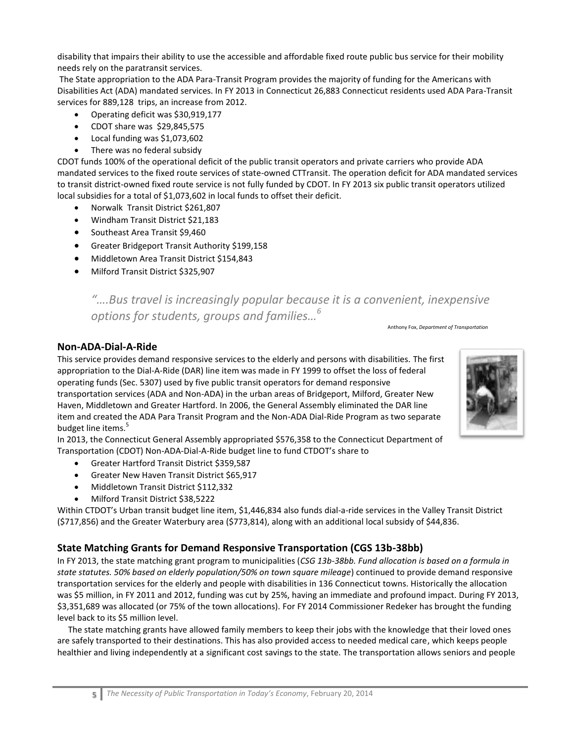disability that impairs their ability to use the accessible and affordable fixed route public bus service for their mobility needs rely on the paratransit services.

The State appropriation to the ADA Para-Transit Program provides the majority of funding for the Americans with Disabilities Act (ADA) mandated services. In FY 2013 in Connecticut 26,883 Connecticut residents used ADA Para-Transit services for 889,128 trips, an increase from 2012.

- Operating deficit was $30,919,177
- CDOT share was $29,845,575
- Local funding was $1,073,602
- There was no federal subsidy

CDOT funds 100% of the operational deficit of the public transit operators and private carriers who provide ADA mandated services to the fixed route services of state-owned CTTransit. The operation deficit for ADA mandated services to transit district-owned fixed route service is not fully funded by CDOT. In FY 2013 six public transit operators utilized local subsidies for a total of $1,073,602 in local funds to offset their deficit.

- Norwalk Transit District $261,807
- Windham Transit District $21,183
- Southeast Area Transit $9,460
- Greater Bridgeport Transit Authority $199,158
- Middletown Area Transit District $154,843
- Milford Transit District $325,907

> *"….Bus travel is increasingly popular because it is a convenient, inexpensive options for students, groups and families…*[6]
>
> Anthony Fox, *Department of Transportation*

## Non-ADA-Dial-A-Ride

This service provides demand responsive services to the elderly and persons with disabilities. The first appropriation to the Dial-A-Ride (DAR) line item was made in FY 1999 to offset the loss of federal operating funds (Sec. 5307) used by five public transit operators for demand responsive transportation services (ADA and Non-ADA) in the urban areas of Bridgeport, Milford, Greater New Haven, Middletown and Greater Hartford. In 2006, the General Assembly eliminated the DAR line item and created the ADA Para Transit Program and the Non-ADA Dial-Ride Program as two separate budget line items.[5]

In 2013, the Connecticut General Assembly appropriated $576,358 to the Connecticut Department of Transportation (CDOT) Non-ADA-Dial-A-Ride budget line to fund CTDOT's share to

- Greater Hartford Transit District $359,587
- Greater New Haven Transit District $65,917
- Middletown Transit District $112,332
- Milford Transit District $38,5222

Within CTDOT's Urban transit budget line item, $1,446,834 also funds dial-a-ride services in the Valley Transit District ($717,856) and the Greater Waterbury area ($773,814), along with an additional local subsidy of $44,836.

## State Matching Grants for Demand Responsive Transportation (CGS 13b-38bb)

In FY 2013, the state matching grant program to municipalities (*CSG 13b-38bb. Fund allocation is based on a formula in state statutes. 50% based on elderly population/50% on town square mileage*) continued to provide demand responsive transportation services for the elderly and people with disabilities in 136 Connecticut towns. Historically the allocation was $5 million, in FY 2011 and 2012, funding was cut by 25%, having an immediate and profound impact. During FY 2013, $3,351,689 was allocated (or 75% of the town allocations). For FY 2014 Commissioner Redeker has brought the funding level back to its $5 million level.

The state matching grants have allowed family members to keep their jobs with the knowledge that their loved ones are safely transported to their destinations. This has also provided access to needed medical care, which keeps people healthier and living independently at a significant cost savings to the state. The transportation allows seniors and people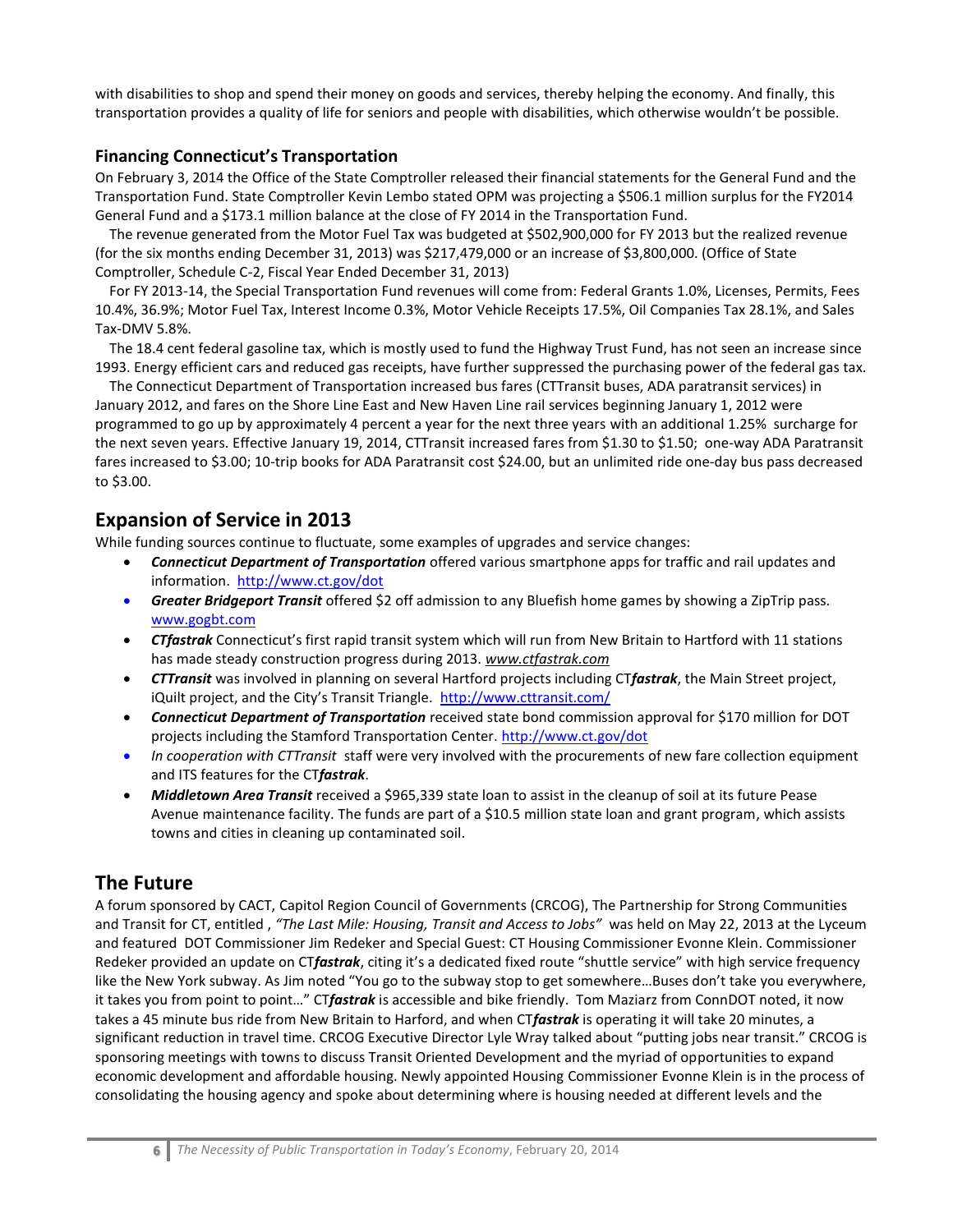with disabilities to shop and spend their money on goods and services, thereby helping the economy. And finally, this transportation provides a quality of life for seniors and people with disabilities, which otherwise wouldn't be possible.

### Financing Connecticut's Transportation

On February 3, 2014 the Office of the State Comptroller released their financial statements for the General Fund and the Transportation Fund. State Comptroller Kevin Lembo stated OPM was projecting a $506.1 million surplus for the FY2014 General Fund and a $173.1 million balance at the close of FY 2014 in the Transportation Fund.

The revenue generated from the Motor Fuel Tax was budgeted at $502,900,000 for FY 2013 but the realized revenue (for the six months ending December 31, 2013) was $217,479,000 or an increase of $3,800,000. (Office of State Comptroller, Schedule C-2, Fiscal Year Ended December 31, 2013)

For FY 2013-14, the Special Transportation Fund revenues will come from: Federal Grants 1.0%, Licenses, Permits, Fees 10.4%, 36.9%; Motor Fuel Tax, Interest Income 0.3%, Motor Vehicle Receipts 17.5%, Oil Companies Tax 28.1%, and Sales Tax-DMV 5.8%.

The 18.4 cent federal gasoline tax, which is mostly used to fund the Highway Trust Fund, has not seen an increase since 1993. Energy efficient cars and reduced gas receipts, have further suppressed the purchasing power of the federal gas tax.

The Connecticut Department of Transportation increased bus fares (CTTransit buses, ADA paratransit services) in January 2012, and fares on the Shore Line East and New Haven Line rail services beginning January 1, 2012 were programmed to go up by approximately 4 percent a year for the next three years with an additional 1.25% surcharge for the next seven years. Effective January 19, 2014, CTTransit increased fares from $1.30 to $1.50; one-way ADA Paratransit fares increased to $3.00; 10-trip books for ADA Paratransit cost $24.00, but an unlimited ride one-day bus pass decreased to $3.00.

## Expansion of Service in 2013

While funding sources continue to fluctuate, some examples of upgrades and service changes:

- ***Connecticut Department of Transportation*** offered various smartphone apps for traffic and rail updates and information. http://www.ct.gov/dot
- ***Greater Bridgeport Transit*** offered $2 off admission to any Bluefish home games by showing a ZipTrip pass. www.gogbt.com
- ***CTfastrak*** Connecticut's first rapid transit system which will run from New Britain to Hartford with 11 stations has made steady construction progress during 2013. *www.ctfastrak.com*
- ***CTTransit*** was involved in planning on several Hartford projects including CT***fastrak***, the Main Street project, iQuilt project, and the City's Transit Triangle. http://www.cttransit.com/
- ***Connecticut Department of Transportation*** received state bond commission approval for $170 million for DOT projects including the Stamford Transportation Center. http://www.ct.gov/dot
- *In cooperation with CTTransit* staff were very involved with the procurements of new fare collection equipment and ITS features for the CT***fastrak***.
- ***Middletown Area Transit*** received a $965,339 state loan to assist in the cleanup of soil at its future Pease Avenue maintenance facility. The funds are part of a $10.5 million state loan and grant program, which assists towns and cities in cleaning up contaminated soil.

## The Future

A forum sponsored by CACT, Capitol Region Council of Governments (CRCOG), The Partnership for Strong Communities and Transit for CT, entitled , *"The Last Mile: Housing, Transit and Access to Jobs"* was held on May 22, 2013 at the Lyceum and featured DOT Commissioner Jim Redeker and Special Guest: CT Housing Commissioner Evonne Klein. Commissioner Redeker provided an update on CT***fastrak***, citing it's a dedicated fixed route "shuttle service" with high service frequency like the New York subway. As Jim noted "You go to the subway stop to get somewhere…Buses don't take you everywhere, it takes you from point to point…" CT***fastrak*** is accessible and bike friendly. Tom Maziarz from ConnDOT noted, it now takes a 45 minute bus ride from New Britain to Harford, and when CT***fastrak*** is operating it will take 20 minutes, a significant reduction in travel time. CRCOG Executive Director Lyle Wray talked about "putting jobs near transit." CRCOG is sponsoring meetings with towns to discuss Transit Oriented Development and the myriad of opportunities to expand economic development and affordable housing. Newly appointed Housing Commissioner Evonne Klein is in the process of consolidating the housing agency and spoke about determining where is housing needed at different levels and the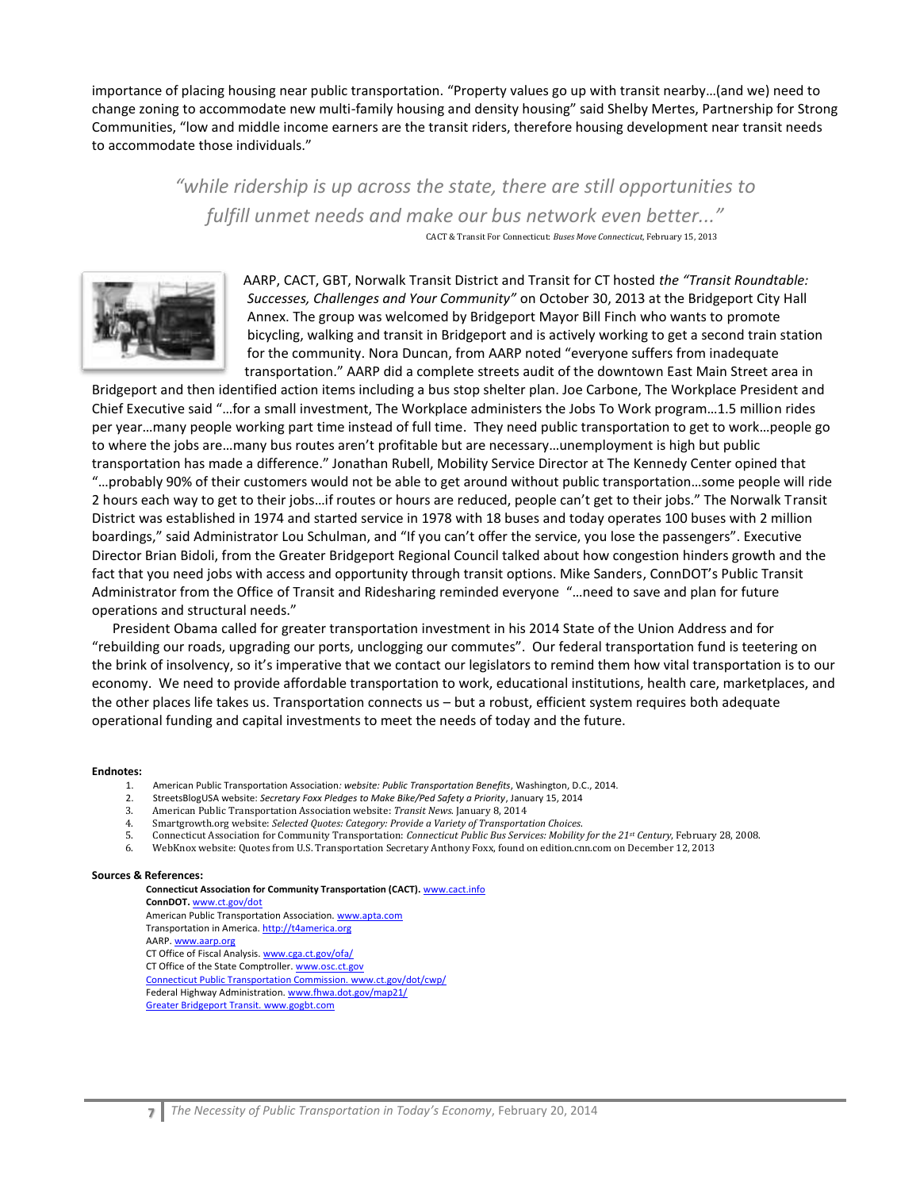importance of placing housing near public transportation. "Property values go up with transit nearby…(and we) need to change zoning to accommodate new multi-family housing and density housing" said Shelby Mertes, Partnership for Strong Communities, "low and middle income earners are the transit riders, therefore housing development near transit needs to accommodate those individuals."

> *"while ridership is up across the state, there are still opportunities to fulfill unmet needs and make our bus network even better..."*
>
> CACT & Transit For Connecticut: *Buses Move Connecticut*, February 15, 2013

AARP, CACT, GBT, Norwalk Transit District and Transit for CT hosted *the "Transit Roundtable: Successes, Challenges and Your Community"* on October 30, 2013 at the Bridgeport City Hall Annex. The group was welcomed by Bridgeport Mayor Bill Finch who wants to promote bicycling, walking and transit in Bridgeport and is actively working to get a second train station for the community. Nora Duncan, from AARP noted "everyone suffers from inadequate transportation." AARP did a complete streets audit of the downtown East Main Street area in Bridgeport and then identified action items including a bus stop shelter plan. Joe Carbone, The Workplace President and Chief Executive said "…for a small investment, The Workplace administers the Jobs To Work program…1.5 million rides per year…many people working part time instead of full time. They need public transportation to get to work…people go to where the jobs are…many bus routes aren't profitable but are necessary…unemployment is high but public transportation has made a difference." Jonathan Rubell, Mobility Service Director at The Kennedy Center opined that "…probably 90% of their customers would not be able to get around without public transportation…some people will ride 2 hours each way to get to their jobs…if routes or hours are reduced, people can't get to their jobs." The Norwalk Transit District was established in 1974 and started service in 1978 with 18 buses and today operates 100 buses with 2 million boardings," said Administrator Lou Schulman, and "If you can't offer the service, you lose the passengers". Executive Director Brian Bidoli, from the Greater Bridgeport Regional Council talked about how congestion hinders growth and the fact that you need jobs with access and opportunity through transit options. Mike Sanders, ConnDOT's Public Transit Administrator from the Office of Transit and Ridesharing reminded everyone "…need to save and plan for future operations and structural needs."

President Obama called for greater transportation investment in his 2014 State of the Union Address and for "rebuilding our roads, upgrading our ports, unclogging our commutes". Our federal transportation fund is teetering on the brink of insolvency, so it's imperative that we contact our legislators to remind them how vital transportation is to our economy. We need to provide affordable transportation to work, educational institutions, health care, marketplaces, and the other places life takes us. Transportation connects us – but a robust, efficient system requires both adequate operational funding and capital investments to meet the needs of today and the future.

**Endnotes:**

1. American Public Transportation Association*: website: Public Transportation Benefits*, Washington, D.C., 2014.
2. StreetsBlogUSA website: *Secretary Foxx Pledges to Make Bike/Ped Safety a Priority*, January 15, 2014
3. American Public Transportation Association website: *Transit News.* January 8, 2014
4. Smartgrowth.org website: *Selected Quotes: Category: Provide a Variety of Transportation Choices.*
5. Connecticut Association for Community Transportation: *Connecticut Public Bus Services: Mobility for the 21st Century*, February 28, 2008.
6. WebKnox website: Quotes from U.S. Transportation Secretary Anthony Foxx, found on edition.cnn.com on December 12, 2013

**Sources & References:**

**Connecticut Association for Community Transportation (CACT).** www.cact.info
**ConnDOT.** www.ct.gov/dot
American Public Transportation Association. www.apta.com
Transportation in America. http://t4america.org
AARP. www.aarp.org
CT Office of Fiscal Analysis. www.cga.ct.gov/ofa/
CT Office of the State Comptroller. www.osc.ct.gov
Connecticut Public Transportation Commission. www.ct.gov/dot/cwp/
Federal Highway Administration. www.fhwa.dot.gov/map21/
Greater Bridgeport Transit. www.gogbt.com